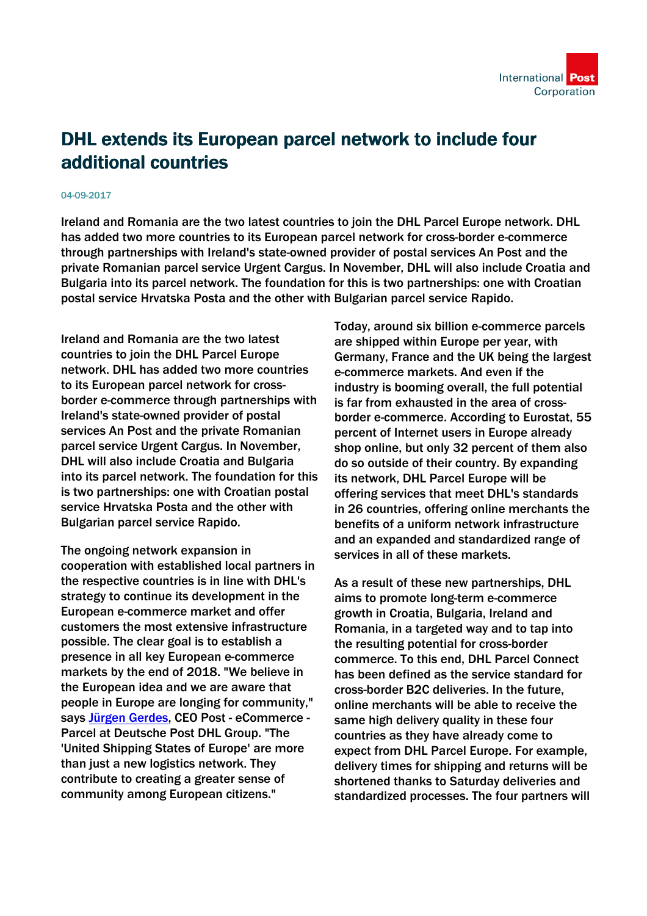# DHL extends its European parcel network to include four additional countries

04-09-2017

**Ireland and Romania are the two latest countries to join the DHL Parcel Europe network. DHL has added two more countries to its European parcel network for cross-border e-commerce through partnerships with Ireland's state-owned provider of postal services An Post and the private Romanian parcel service Urgent Cargus. In November, DHL will also include Croatia and Bulgaria into its parcel network. The foundation for this is two partnerships: one with Croatian postal service Hrvatska Posta and the other with Bulgarian parcel service Rapido.**

Ireland and Romania are the two latest countries to join the DHL Parcel Europe network. DHL has added two more countries to its European parcel network for cross-border e-commerce through partnerships with Ireland's state-owned provider of postal services An Post and the private Romanian parcel service Urgent Cargus. In November, DHL will also include Croatia and Bulgaria into its parcel network. The foundation for this is two partnerships: one with Croatian postal service Hrvatska Posta and the other with Bulgarian parcel service Rapido.

The ongoing network expansion in cooperation with established local partners in the respective countries is in line with DHL's strategy to continue its development in the European e-commerce market and offer customers the most extensive infrastructure possible. The clear goal is to establish a presence in all key European e-commerce markets by the end of 2018. "We believe in the European idea and we are aware that people in Europe are longing for community," says Jürgen Gerdes, CEO Post - eCommerce - Parcel at Deutsche Post DHL Group. "The 'United Shipping States of Europe' are more than just a new logistics network. They contribute to creating a greater sense of community among European citizens."

Today, around six billion e-commerce parcels are shipped within Europe per year, with Germany, France and the UK being the largest e-commerce markets. And even if the industry is booming overall, the full potential is far from exhausted in the area of cross-border e-commerce. According to Eurostat, 55 percent of Internet users in Europe already shop online, but only 32 percent of them also do so outside of their country. By expanding its network, DHL Parcel Europe will be offering services that meet DHL's standards in 26 countries, offering online merchants the benefits of a uniform network infrastructure and an expanded and standardized range of services in all of these markets.

As a result of these new partnerships, DHL aims to promote long-term e-commerce growth in Croatia, Bulgaria, Ireland and Romania, in a targeted way and to tap into the resulting potential for cross-border commerce. To this end, DHL Parcel Connect has been defined as the service standard for cross-border B2C deliveries. In the future, online merchants will be able to receive the same high delivery quality in these four countries as they have already come to expect from DHL Parcel Europe. For example, delivery times for shipping and returns will be shortened thanks to Saturday deliveries and standardized processes. The four partners will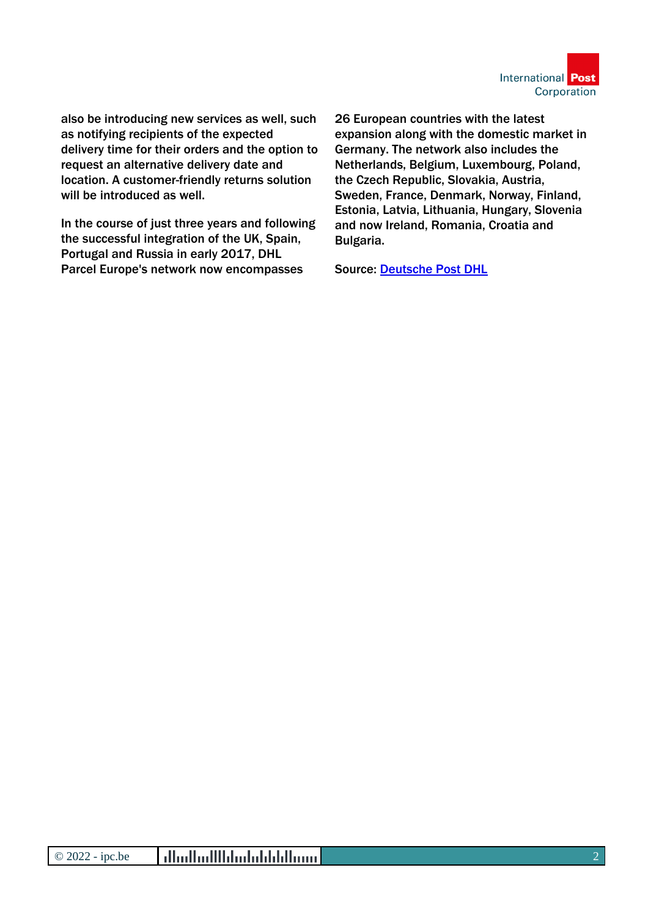also be introducing new services as well, such as notifying recipients of the expected delivery time for their orders and the option to request an alternative delivery date and location. A customer-friendly returns solution will be introduced as well.

In the course of just three years and following the successful integration of the UK, Spain, Portugal and Russia in early 2017, DHL Parcel Europe's network now encompasses 26 European countries with the latest expansion along with the domestic market in Germany. The network also includes the Netherlands, Belgium, Luxembourg, Poland, the Czech Republic, Slovakia, Austria, Sweden, France, Denmark, Norway, Finland, Estonia, Latvia, Lithuania, Hungary, Slovenia and now Ireland, Romania, Croatia and Bulgaria.

Source: [Deutsche Post DHL]